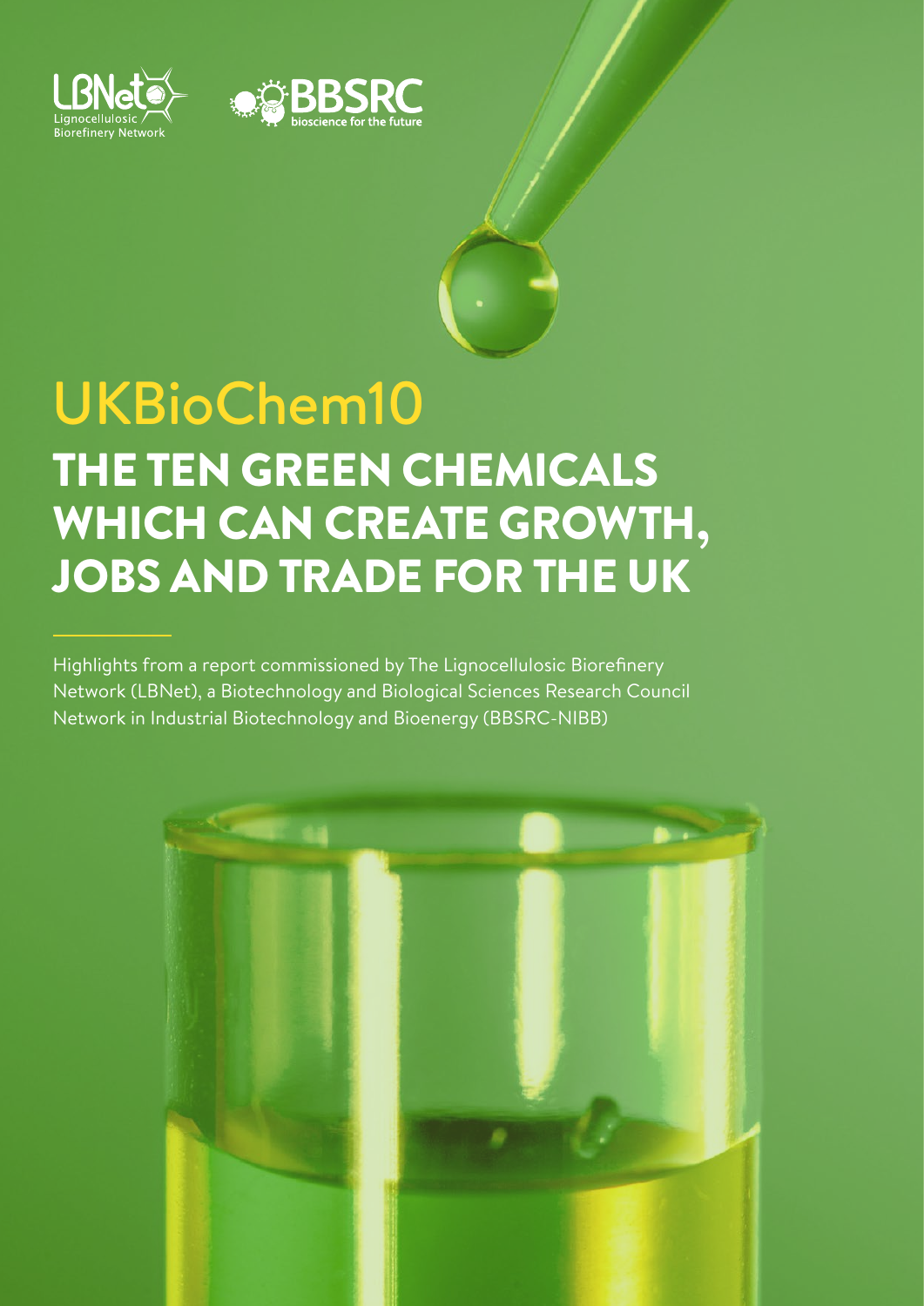LBNet Lignocellulosic Biorefinery Network

BBSRC bioscience for the future

# UKBioChem10

## THE TEN GREEN CHEMICALS WHICH CAN CREATE GROWTH, JOBS AND TRADE FOR THE UK

Highlights from a report commissioned by The Lignocellulosic Biorefinery Network (LBNet), a Biotechnology and Biological Sciences Research Council Network in Industrial Biotechnology and Bioenergy (BBSRC-NIBB)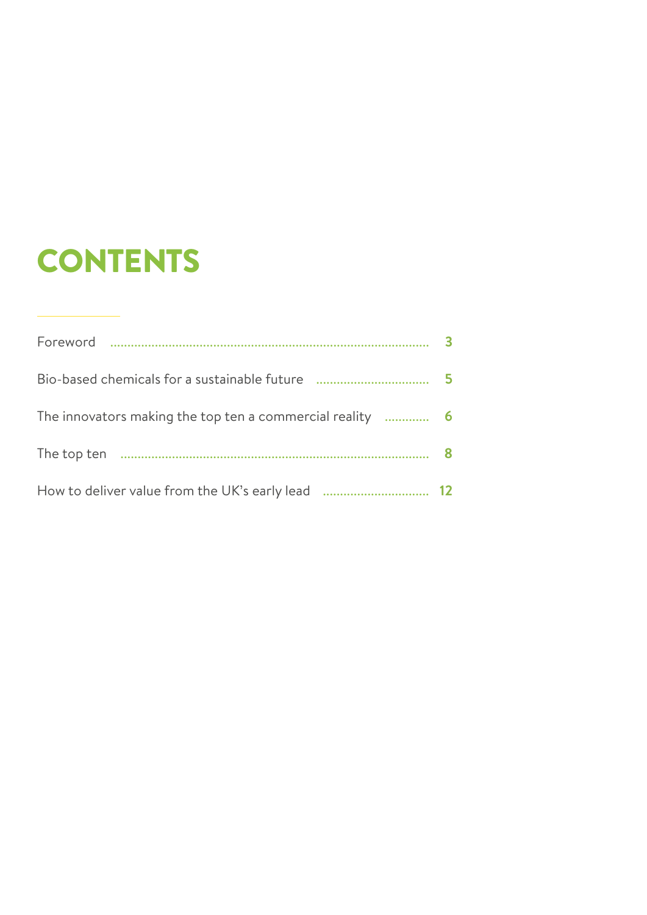# CONTENTS

| | |
|---|---|
| Foreword | 3 |
| Bio-based chemicals for a sustainable future | 5 |
| The innovators making the top ten a commercial reality | 6 |
| The top ten | 8 |
| How to deliver value from the UK's early lead | 12 |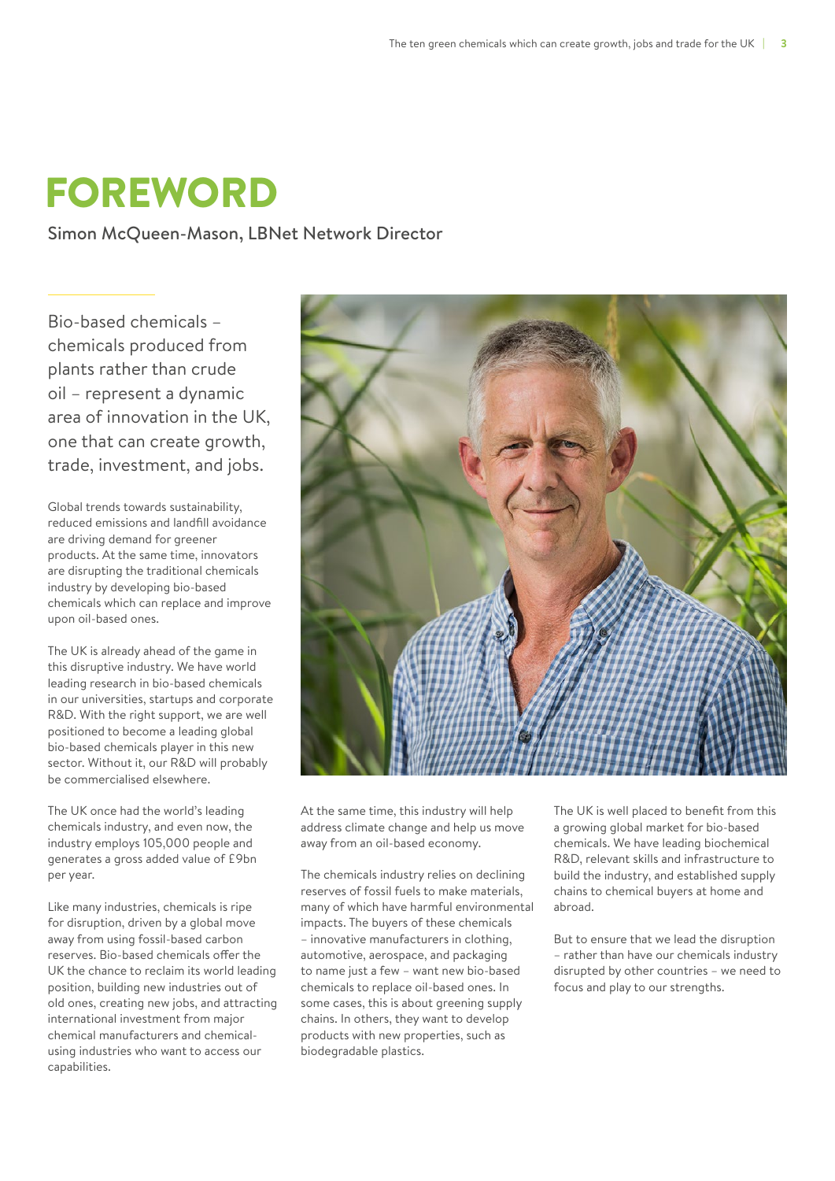# FOREWORD

Simon McQueen-Mason, LBNet Network Director

Bio-based chemicals – chemicals produced from plants rather than crude oil – represent a dynamic area of innovation in the UK, one that can create growth, trade, investment, and jobs.

Global trends towards sustainability, reduced emissions and landfill avoidance are driving demand for greener products. At the same time, innovators are disrupting the traditional chemicals industry by developing bio-based chemicals which can replace and improve upon oil-based ones.

The UK is already ahead of the game in this disruptive industry. We have world leading research in bio-based chemicals in our universities, startups and corporate R&D. With the right support, we are well positioned to become a leading global bio-based chemicals player in this new sector. Without it, our R&D will probably be commercialised elsewhere.

The UK once had the world's leading chemicals industry, and even now, the industry employs 105,000 people and generates a gross added value of £9bn per year.

Like many industries, chemicals is ripe for disruption, driven by a global move away from using fossil-based carbon reserves. Bio-based chemicals offer the UK the chance to reclaim its world leading position, building new industries out of old ones, creating new jobs, and attracting international investment from major chemical manufacturers and chemical-using industries who want to access our capabilities.

At the same time, this industry will help address climate change and help us move away from an oil-based economy.

The chemicals industry relies on declining reserves of fossil fuels to make materials, many of which have harmful environmental impacts. The buyers of these chemicals – innovative manufacturers in clothing, automotive, aerospace, and packaging to name just a few – want new bio-based chemicals to replace oil-based ones. In some cases, this is about greening supply chains. In others, they want to develop products with new properties, such as biodegradable plastics.

The UK is well placed to benefit from this a growing global market for bio-based chemicals. We have leading biochemical R&D, relevant skills and infrastructure to build the industry, and established supply chains to chemical buyers at home and abroad.

But to ensure that we lead the disruption – rather than have our chemicals industry disrupted by other countries – we need to focus and play to our strengths.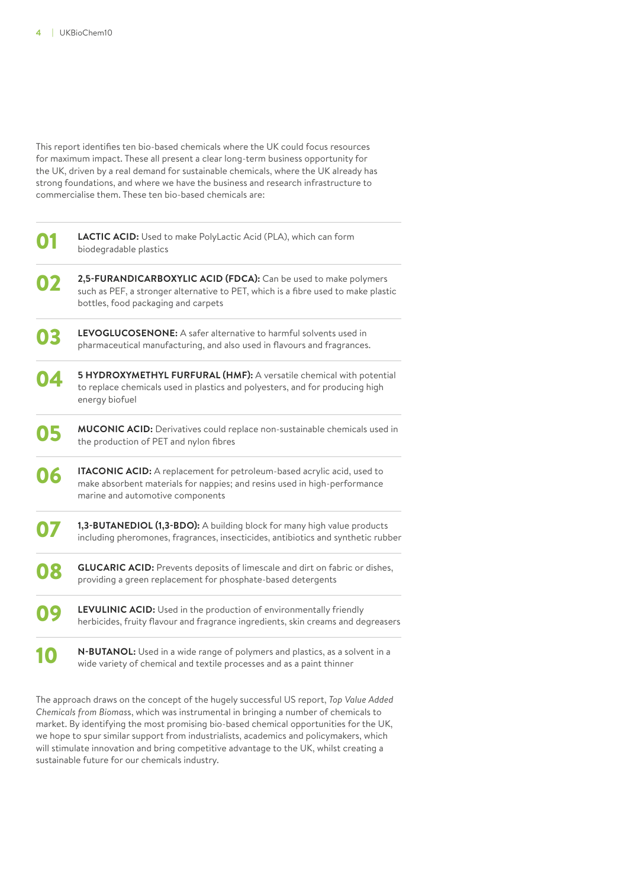This report identifies ten bio-based chemicals where the UK could focus resources for maximum impact. These all present a clear long-term business opportunity for the UK, driven by a real demand for sustainable chemicals, where the UK already has strong foundations, and where we have the business and research infrastructure to commercialise them. These ten bio-based chemicals are:

**01** **LACTIC ACID:** Used to make PolyLactic Acid (PLA), which can form biodegradable plastics

**02** **2,5-FURANDICARBOXYLIC ACID (FDCA):** Can be used to make polymers such as PEF, a stronger alternative to PET, which is a fibre used to make plastic bottles, food packaging and carpets

**03** **LEVOGLUCOSENONE:** A safer alternative to harmful solvents used in pharmaceutical manufacturing, and also used in flavours and fragrances.

**04** **5 HYDROXYMETHYL FURFURAL (HMF):** A versatile chemical with potential to replace chemicals used in plastics and polyesters, and for producing high energy biofuel

**05** **MUCONIC ACID:** Derivatives could replace non-sustainable chemicals used in the production of PET and nylon fibres

**06** **ITACONIC ACID:** A replacement for petroleum-based acrylic acid, used to make absorbent materials for nappies; and resins used in high-performance marine and automotive components

**07** **1,3-BUTANEDIOL (1,3-BDO):** A building block for many high value products including pheromones, fragrances, insecticides, antibiotics and synthetic rubber

**08** **GLUCARIC ACID:** Prevents deposits of limescale and dirt on fabric or dishes, providing a green replacement for phosphate-based detergents

**09** **LEVULINIC ACID:** Used in the production of environmentally friendly herbicides, fruity flavour and fragrance ingredients, skin creams and degreasers

**10** **N-BUTANOL:** Used in a wide range of polymers and plastics, as a solvent in a wide variety of chemical and textile processes and as a paint thinner

The approach draws on the concept of the hugely successful US report, *Top Value Added Chemicals from Biomass*, which was instrumental in bringing a number of chemicals to market. By identifying the most promising bio-based chemical opportunities for the UK, we hope to spur similar support from industrialists, academics and policymakers, which will stimulate innovation and bring competitive advantage to the UK, whilst creating a sustainable future for our chemicals industry.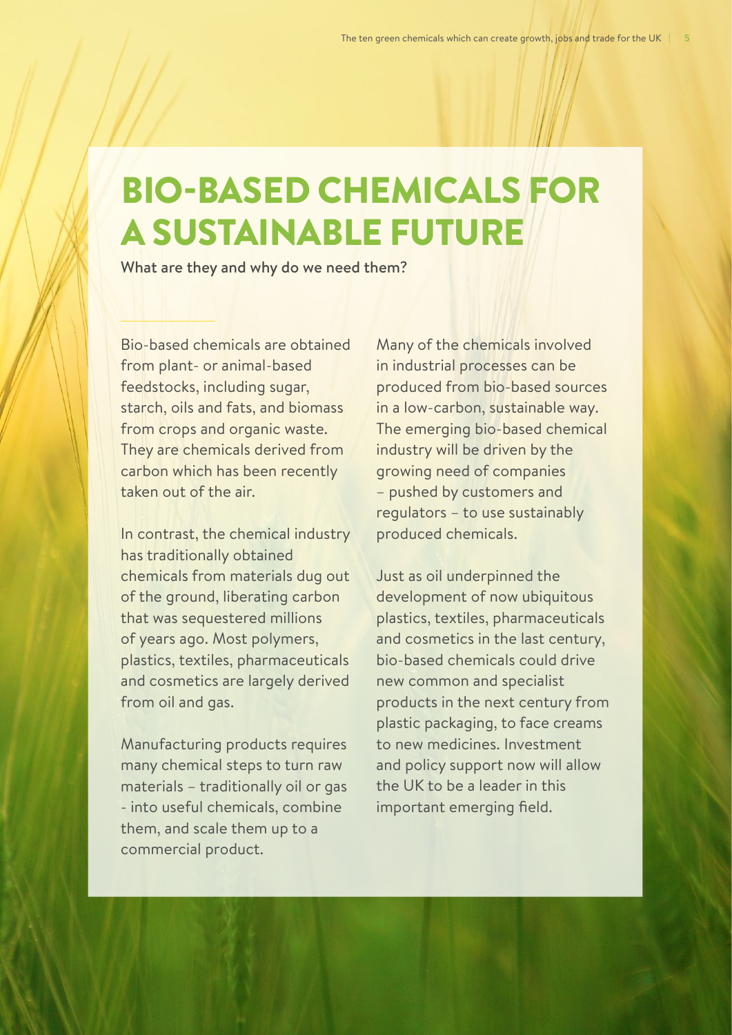# BIO-BASED CHEMICALS FOR A SUSTAINABLE FUTURE

**What are they and why do we need them?**

Bio-based chemicals are obtained from plant- or animal-based feedstocks, including sugar, starch, oils and fats, and biomass from crops and organic waste. They are chemicals derived from carbon which has been recently taken out of the air.

In contrast, the chemical industry has traditionally obtained chemicals from materials dug out of the ground, liberating carbon that was sequestered millions of years ago. Most polymers, plastics, textiles, pharmaceuticals and cosmetics are largely derived from oil and gas.

Manufacturing products requires many chemical steps to turn raw materials – traditionally oil or gas - into useful chemicals, combine them, and scale them up to a commercial product.

Many of the chemicals involved in industrial processes can be produced from bio-based sources in a low-carbon, sustainable way. The emerging bio-based chemical industry will be driven by the growing need of companies – pushed by customers and regulators – to use sustainably produced chemicals.

Just as oil underpinned the development of now ubiquitous plastics, textiles, pharmaceuticals and cosmetics in the last century, bio-based chemicals could drive new common and specialist products in the next century from plastic packaging, to face creams to new medicines. Investment and policy support now will allow the UK to be a leader in this important emerging field.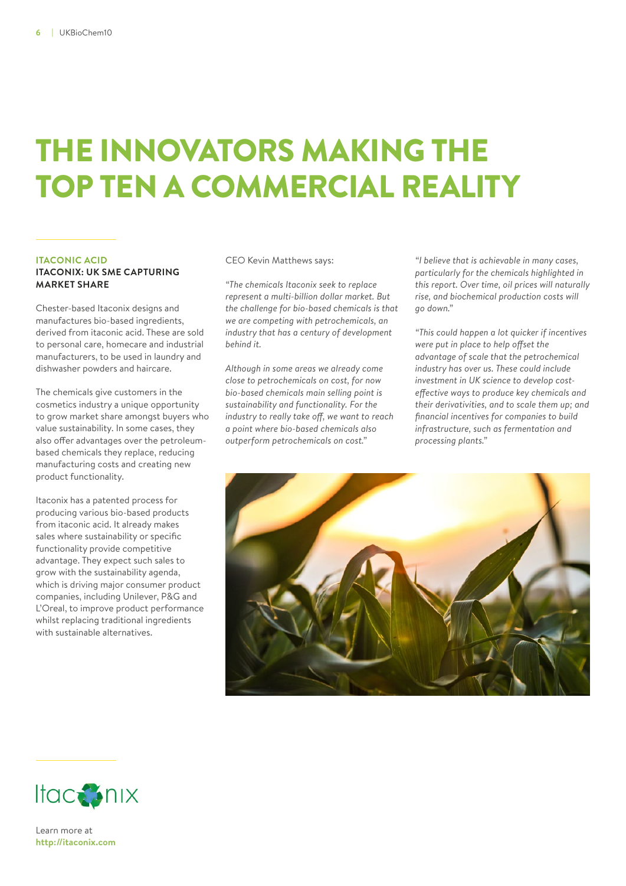# THE INNOVATORS MAKING THE TOP TEN A COMMERCIAL REALITY

**ITACONIC ACID**

**ITACONIX: UK SME CAPTURING MARKET SHARE**

Chester-based Itaconix designs and manufactures bio-based ingredients, derived from itaconic acid. These are sold to personal care, homecare and industrial manufacturers, to be used in laundry and dishwasher powders and haircare.

The chemicals give customers in the cosmetics industry a unique opportunity to grow market share amongst buyers who value sustainability. In some cases, they also offer advantages over the petroleum-based chemicals they replace, reducing manufacturing costs and creating new product functionality.

Itaconix has a patented process for producing various bio-based products from itaconic acid. It already makes sales where sustainability or specific functionality provide competitive advantage. They expect such sales to grow with the sustainability agenda, which is driving major consumer product companies, including Unilever, P&G and L'Oreal, to improve product performance whilst replacing traditional ingredients with sustainable alternatives.

CEO Kevin Matthews says:

*"The chemicals Itaconix seek to replace represent a multi-billion dollar market. But the challenge for bio-based chemicals is that we are competing with petrochemicals, an industry that has a century of development behind it.*

*Although in some areas we already come close to petrochemicals on cost, for now bio-based chemicals main selling point is sustainability and functionality. For the industry to really take off, we want to reach a point where bio-based chemicals also outperform petrochemicals on cost."*

*"I believe that is achievable in many cases, particularly for the chemicals highlighted in this report. Over time, oil prices will naturally rise, and biochemical production costs will go down."*

*"This could happen a lot quicker if incentives were put in place to help offset the advantage of scale that the petrochemical industry has over us. These could include investment in UK science to develop cost-effective ways to produce key chemicals and their derivativities, and to scale them up; and financial incentives for companies to build infrastructure, such as fermentation and processing plants."*

Itaconix

Learn more at **http://itaconix.com**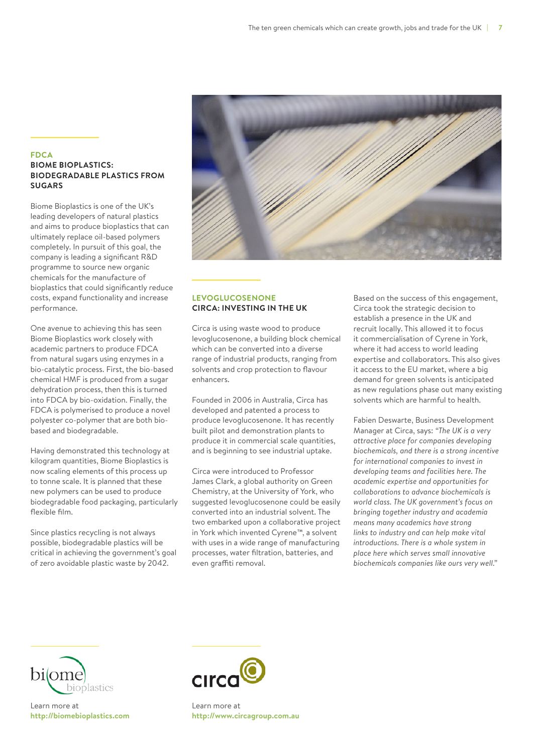## FDCA

### BIOME BIOPLASTICS: BIODEGRADABLE PLASTICS FROM SUGARS

Biome Bioplastics is one of the UK's leading developers of natural plastics and aims to produce bioplastics that can ultimately replace oil-based polymers completely. In pursuit of this goal, the company is leading a significant R&D programme to source new organic chemicals for the manufacture of bioplastics that could significantly reduce costs, expand functionality and increase performance.

One avenue to achieving this has seen Biome Bioplastics work closely with academic partners to produce FDCA from natural sugars using enzymes in a bio-catalytic process. First, the bio-based chemical HMF is produced from a sugar dehydration process, then this is turned into FDCA by bio-oxidation. Finally, the FDCA is polymerised to produce a novel polyester co-polymer that are both bio-based and biodegradable.

Having demonstrated this technology at kilogram quantities, Biome Bioplastics is now scaling elements of this process up to tonne scale. It is planned that these new polymers can be used to produce biodegradable food packaging, particularly flexible film.

Since plastics recycling is not always possible, biodegradable plastics will be critical in achieving the government's goal of zero avoidable plastic waste by 2042.

Learn more at
**http://biomebioplastics.com**

## LEVOGLUCOSENONE

### CIRCA: INVESTING IN THE UK

Circa is using waste wood to produce levoglucosenone, a building block chemical which can be converted into a diverse range of industrial products, ranging from solvents and crop protection to flavour enhancers.

Founded in 2006 in Australia, Circa has developed and patented a process to produce levoglucosenone. It has recently built pilot and demonstration plants to produce it in commercial scale quantities, and is beginning to see industrial uptake.

Circa were introduced to Professor James Clark, a global authority on Green Chemistry, at the University of York, who suggested levoglucosenone could be easily converted into an industrial solvent. The two embarked upon a collaborative project in York which invented Cyrene™, a solvent with uses in a wide range of manufacturing processes, water filtration, batteries, and even graffiti removal.

Based on the success of this engagement, Circa took the strategic decision to establish a presence in the UK and recruit locally. This allowed it to focus it commercialisation of Cyrene in York, where it had access to world leading expertise and collaborators. This also gives it access to the EU market, where a big demand for green solvents is anticipated as new regulations phase out many existing solvents which are harmful to health.

Fabien Deswarte, Business Development Manager at Circa, says: "*The UK is a very attractive place for companies developing biochemicals, and there is a strong incentive for international companies to invest in developing teams and facilities here. The academic expertise and opportunities for collaborations to advance biochemicals is world class. The UK government's focus on bringing together industry and academia means many academics have strong links to industry and can help make vital introductions. There is a whole system in place here which serves small innovative biochemicals companies like ours very well.*"

Learn more at
**http://www.circagroup.com.au**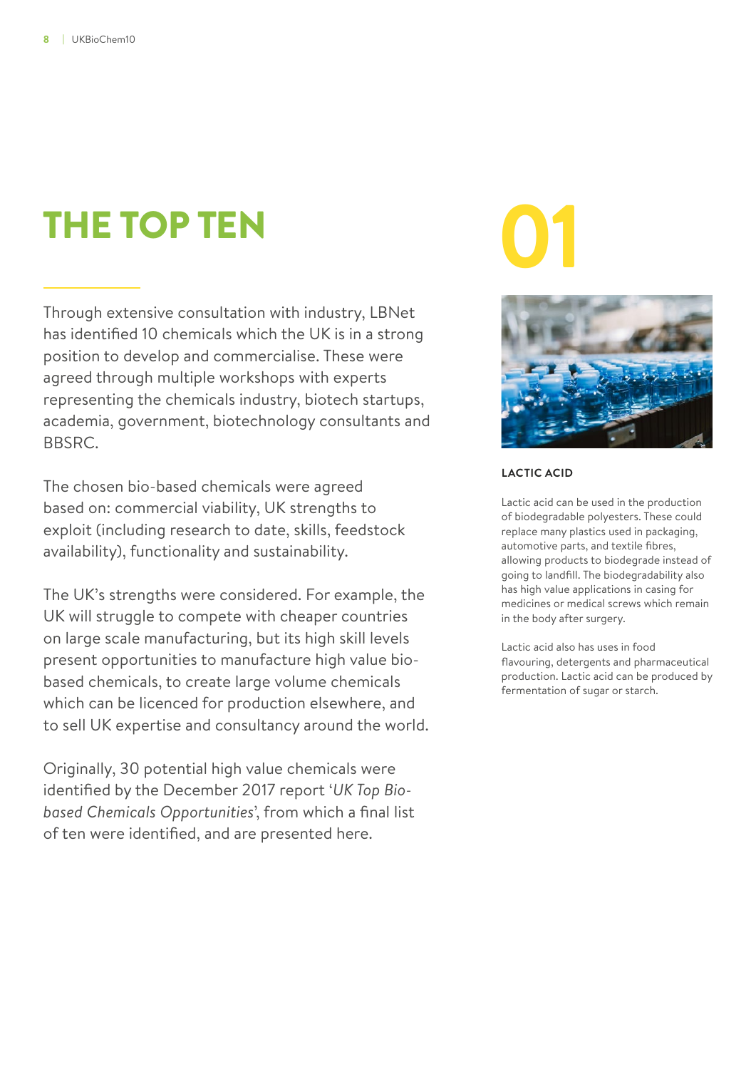# THE TOP TEN

Through extensive consultation with industry, LBNet has identified 10 chemicals which the UK is in a strong position to develop and commercialise. These were agreed through multiple workshops with experts representing the chemicals industry, biotech startups, academia, government, biotechnology consultants and BBSRC.

The chosen bio-based chemicals were agreed based on: commercial viability, UK strengths to exploit (including research to date, skills, feedstock availability), functionality and sustainability.

The UK's strengths were considered. For example, the UK will struggle to compete with cheaper countries on large scale manufacturing, but its high skill levels present opportunities to manufacture high value bio-based chemicals, to create large volume chemicals which can be licenced for production elsewhere, and to sell UK expertise and consultancy around the world.

Originally, 30 potential high value chemicals were identified by the December 2017 report '*UK Top Bio-based Chemicals Opportunities*', from which a final list of ten were identified, and are presented here.

## 01

### LACTIC ACID

Lactic acid can be used in the production of biodegradable polyesters. These could replace many plastics used in packaging, automotive parts, and textile fibres, allowing products to biodegrade instead of going to landfill. The biodegradability also has high value applications in casing for medicines or medical screws which remain in the body after surgery.

Lactic acid also has uses in food flavouring, detergents and pharmaceutical production. Lactic acid can be produced by fermentation of sugar or starch.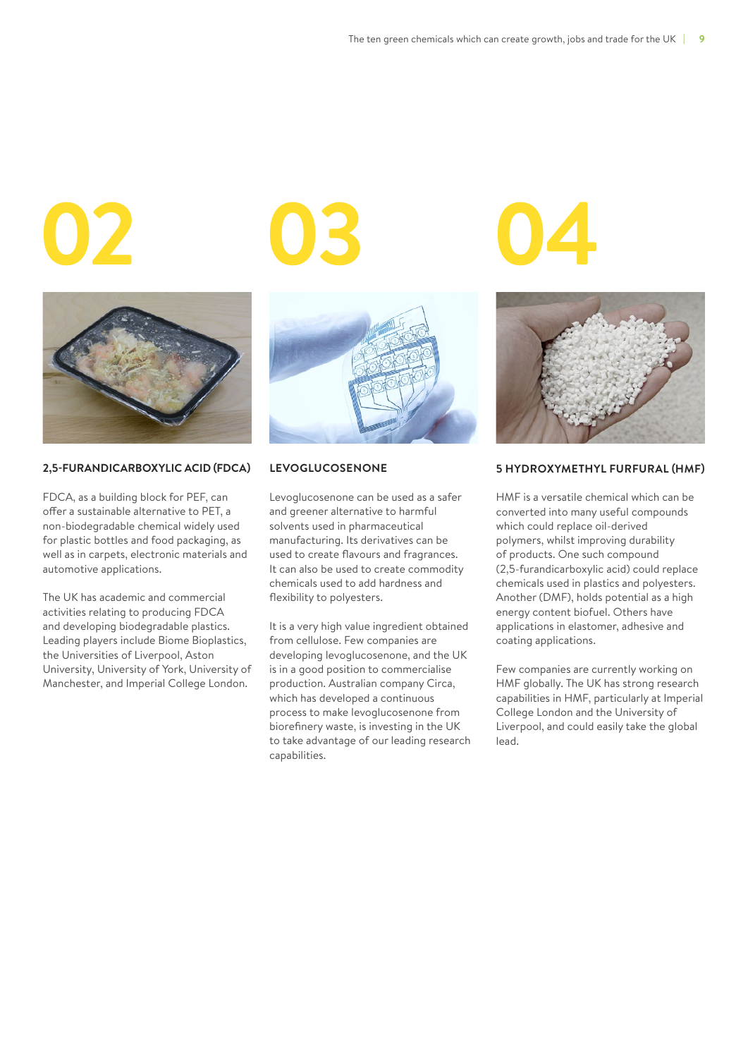# 02

## 2,5-FURANDICARBOXYLIC ACID (FDCA)

FDCA, as a building block for PEF, can offer a sustainable alternative to PET, a non-biodegradable chemical widely used for plastic bottles and food packaging, as well as in carpets, electronic materials and automotive applications.

The UK has academic and commercial activities relating to producing FDCA and developing biodegradable plastics. Leading players include Biome Bioplastics, the Universities of Liverpool, Aston University, University of York, University of Manchester, and Imperial College London.

# 03

## LEVOGLUCOSENONE

Levoglucosenone can be used as a safer and greener alternative to harmful solvents used in pharmaceutical manufacturing. Its derivatives can be used to create flavours and fragrances. It can also be used to create commodity chemicals used to add hardness and flexibility to polyesters.

It is a very high value ingredient obtained from cellulose. Few companies are developing levoglucosenone, and the UK is in a good position to commercialise production. Australian company Circa, which has developed a continuous process to make levoglucosenone from biorefinery waste, is investing in the UK to take advantage of our leading research capabilities.

# 04

## 5 HYDROXYMETHYL FURFURAL (HMF)

HMF is a versatile chemical which can be converted into many useful compounds which could replace oil-derived polymers, whilst improving durability of products. One such compound (2,5-furandicarboxylic acid) could replace chemicals used in plastics and polyesters. Another (DMF), holds potential as a high energy content biofuel. Others have applications in elastomer, adhesive and coating applications.

Few companies are currently working on HMF globally. The UK has strong research capabilities in HMF, particularly at Imperial College London and the University of Liverpool, and could easily take the global lead.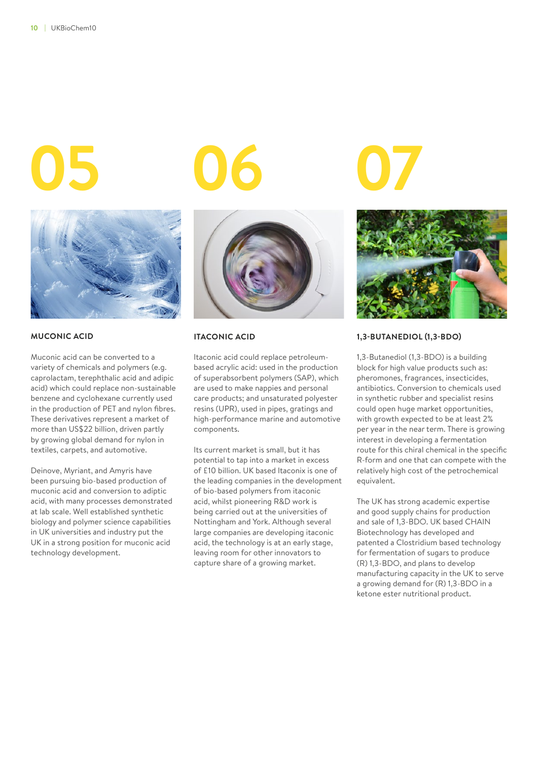# 05

## MUCONIC ACID

Muconic acid can be converted to a variety of chemicals and polymers (e.g. caprolactam, terephthalic acid and adipic acid) which could replace non-sustainable benzene and cyclohexane currently used in the production of PET and nylon fibres. These derivatives represent a market of more than US$22 billion, driven partly by growing global demand for nylon in textiles, carpets, and automotive.

Deinove, Myriant, and Amyris have been pursuing bio-based production of muconic acid and conversion to adiptic acid, with many processes demonstrated at lab scale. Well established synthetic biology and polymer science capabilities in UK universities and industry put the UK in a strong position for muconic acid technology development.

# 06

## ITACONIC ACID

Itaconic acid could replace petroleum-based acrylic acid: used in the production of superabsorbent polymers (SAP), which are used to make nappies and personal care products; and unsaturated polyester resins (UPR), used in pipes, gratings and high-performance marine and automotive components.

Its current market is small, but it has potential to tap into a market in excess of £10 billion. UK based Itaconix is one of the leading companies in the development of bio-based polymers from itaconic acid, whilst pioneering R&D work is being carried out at the universities of Nottingham and York. Although several large companies are developing itaconic acid, the technology is at an early stage, leaving room for other innovators to capture share of a growing market.

# 07

## 1,3-BUTANEDIOL (1,3-BDO)

1,3-Butanediol (1,3-BDO) is a building block for high value products such as: pheromones, fragrances, insecticides, antibiotics. Conversion to chemicals used in synthetic rubber and specialist resins could open huge market opportunities, with growth expected to be at least 2% per year in the near term. There is growing interest in developing a fermentation route for this chiral chemical in the specific R-form and one that can compete with the relatively high cost of the petrochemical equivalent.

The UK has strong academic expertise and good supply chains for production and sale of 1,3-BDO. UK based CHAIN Biotechnology has developed and patented a Clostridium based technology for fermentation of sugars to produce (R) 1,3-BDO, and plans to develop manufacturing capacity in the UK to serve a growing demand for (R) 1,3-BDO in a ketone ester nutritional product.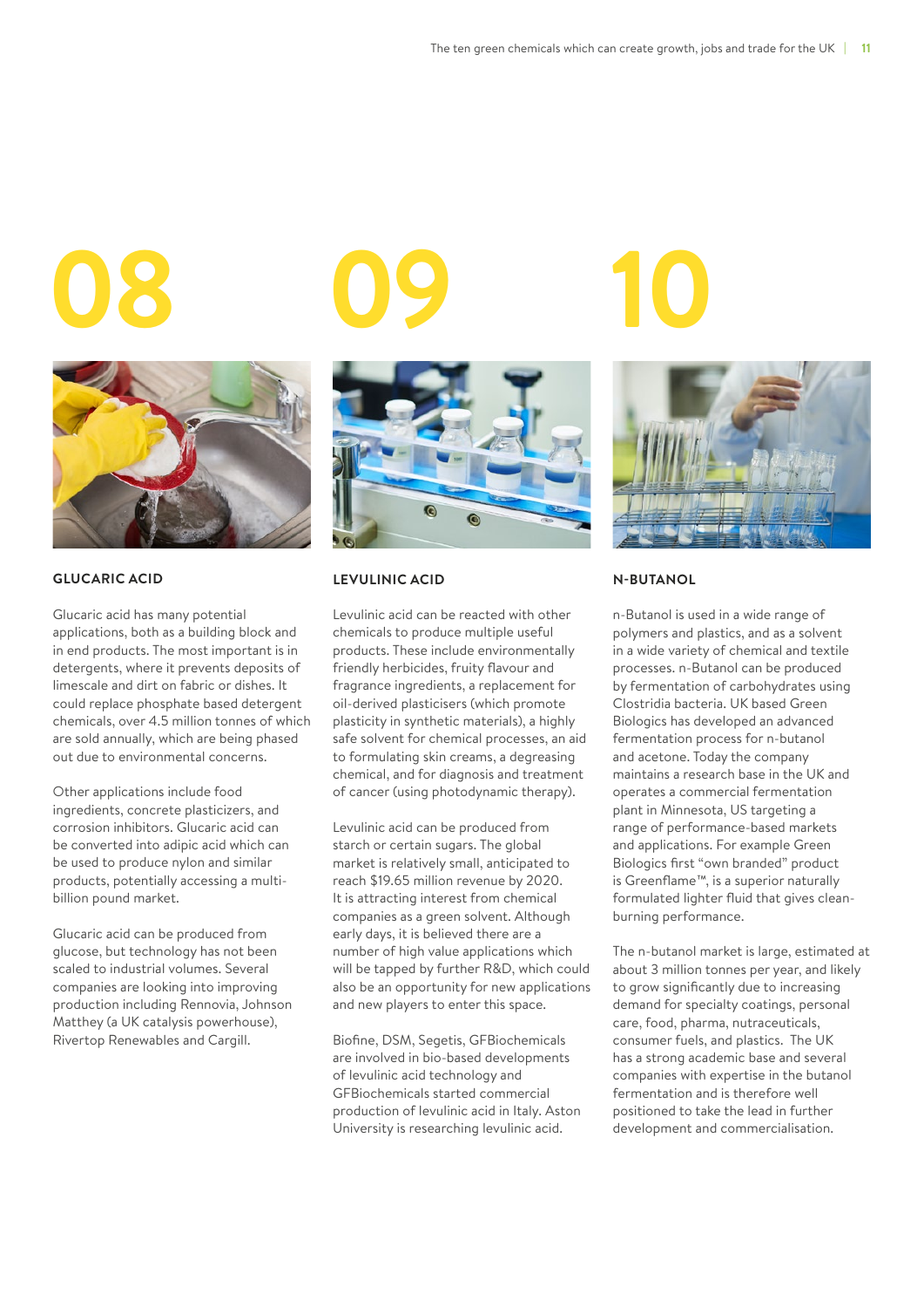## 08

### GLUCARIC ACID

Glucaric acid has many potential applications, both as a building block and in end products. The most important is in detergents, where it prevents deposits of limescale and dirt on fabric or dishes. It could replace phosphate based detergent chemicals, over 4.5 million tonnes of which are sold annually, which are being phased out due to environmental concerns.

Other applications include food ingredients, concrete plasticizers, and corrosion inhibitors. Glucaric acid can be converted into adipic acid which can be used to produce nylon and similar products, potentially accessing a multi-billion pound market.

Glucaric acid can be produced from glucose, but technology has not been scaled to industrial volumes. Several companies are looking into improving production including Rennovia, Johnson Matthey (a UK catalysis powerhouse), Rivertop Renewables and Cargill.

## 09

### LEVULINIC ACID

Levulinic acid can be reacted with other chemicals to produce multiple useful products. These include environmentally friendly herbicides, fruity flavour and fragrance ingredients, a replacement for oil-derived plasticisers (which promote plasticity in synthetic materials), a highly safe solvent for chemical processes, an aid to formulating skin creams, a degreasing chemical, and for diagnosis and treatment of cancer (using photodynamic therapy).

Levulinic acid can be produced from starch or certain sugars. The global market is relatively small, anticipated to reach $19.65 million revenue by 2020. It is attracting interest from chemical companies as a green solvent. Although early days, it is believed there are a number of high value applications which will be tapped by further R&D, which could also be an opportunity for new applications and new players to enter this space.

Biofine, DSM, Segetis, GFBiochemicals are involved in bio-based developments of levulinic acid technology and GFBiochemicals started commercial production of levulinic acid in Italy. Aston University is researching levulinic acid.

## 10

### N-BUTANOL

n-Butanol is used in a wide range of polymers and plastics, and as a solvent in a wide variety of chemical and textile processes. n-Butanol can be produced by fermentation of carbohydrates using Clostridia bacteria. UK based Green Biologics has developed an advanced fermentation process for n-butanol and acetone. Today the company maintains a research base in the UK and operates a commercial fermentation plant in Minnesota, US targeting a range of performance-based markets and applications. For example Green Biologics first "own branded" product is Greenflame™, is a superior naturally formulated lighter fluid that gives clean-burning performance.

The n-butanol market is large, estimated at about 3 million tonnes per year, and likely to grow significantly due to increasing demand for specialty coatings, personal care, food, pharma, nutraceuticals, consumer fuels, and plastics. The UK has a strong academic base and several companies with expertise in the butanol fermentation and is therefore well positioned to take the lead in further development and commercialisation.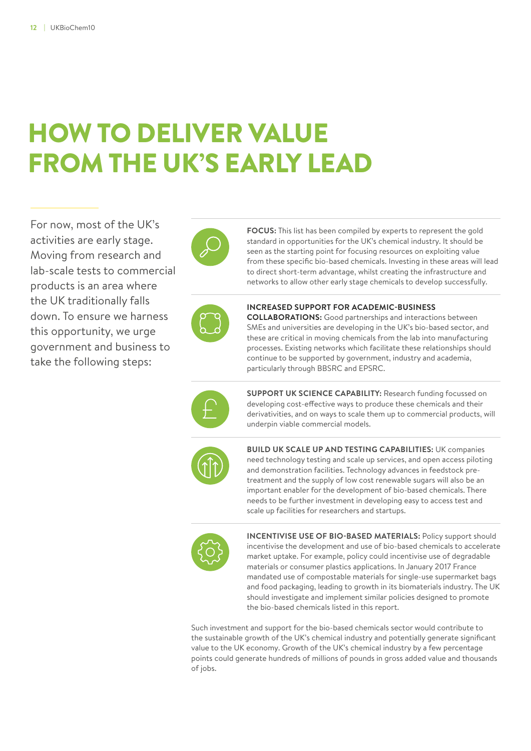# HOW TO DELIVER VALUE FROM THE UK'S EARLY LEAD

For now, most of the UK's activities are early stage. Moving from research and lab-scale tests to commercial products is an area where the UK traditionally falls down. To ensure we harness this opportunity, we urge government and business to take the following steps:

**FOCUS:** This list has been compiled by experts to represent the gold standard in opportunities for the UK's chemical industry. It should be seen as the starting point for focusing resources on exploiting value from these specific bio-based chemicals. Investing in these areas will lead to direct short-term advantage, whilst creating the infrastructure and networks to allow other early stage chemicals to develop successfully.

**INCREASED SUPPORT FOR ACADEMIC-BUSINESS COLLABORATIONS:** Good partnerships and interactions between SMEs and universities are developing in the UK's bio-based sector, and these are critical in moving chemicals from the lab into manufacturing processes. Existing networks which facilitate these relationships should continue to be supported by government, industry and academia, particularly through BBSRC and EPSRC.

**SUPPORT UK SCIENCE CAPABILITY:** Research funding focussed on developing cost-effective ways to produce these chemicals and their derivativities, and on ways to scale them up to commercial products, will underpin viable commercial models.

**BUILD UK SCALE UP AND TESTING CAPABILITIES:** UK companies need technology testing and scale up services, and open access piloting and demonstration facilities. Technology advances in feedstock pre-treatment and the supply of low cost renewable sugars will also be an important enabler for the development of bio-based chemicals. There needs to be further investment in developing easy to access test and scale up facilities for researchers and startups.

**INCENTIVISE USE OF BIO-BASED MATERIALS:** Policy support should incentivise the development and use of bio-based chemicals to accelerate market uptake. For example, policy could incentivise use of degradable materials or consumer plastics applications. In January 2017 France mandated use of compostable materials for single-use supermarket bags and food packaging, leading to growth in its biomaterials industry. The UK should investigate and implement similar policies designed to promote the bio-based chemicals listed in this report.

Such investment and support for the bio-based chemicals sector would contribute to the sustainable growth of the UK's chemical industry and potentially generate significant value to the UK economy. Growth of the UK's chemical industry by a few percentage points could generate hundreds of millions of pounds in gross added value and thousands of jobs.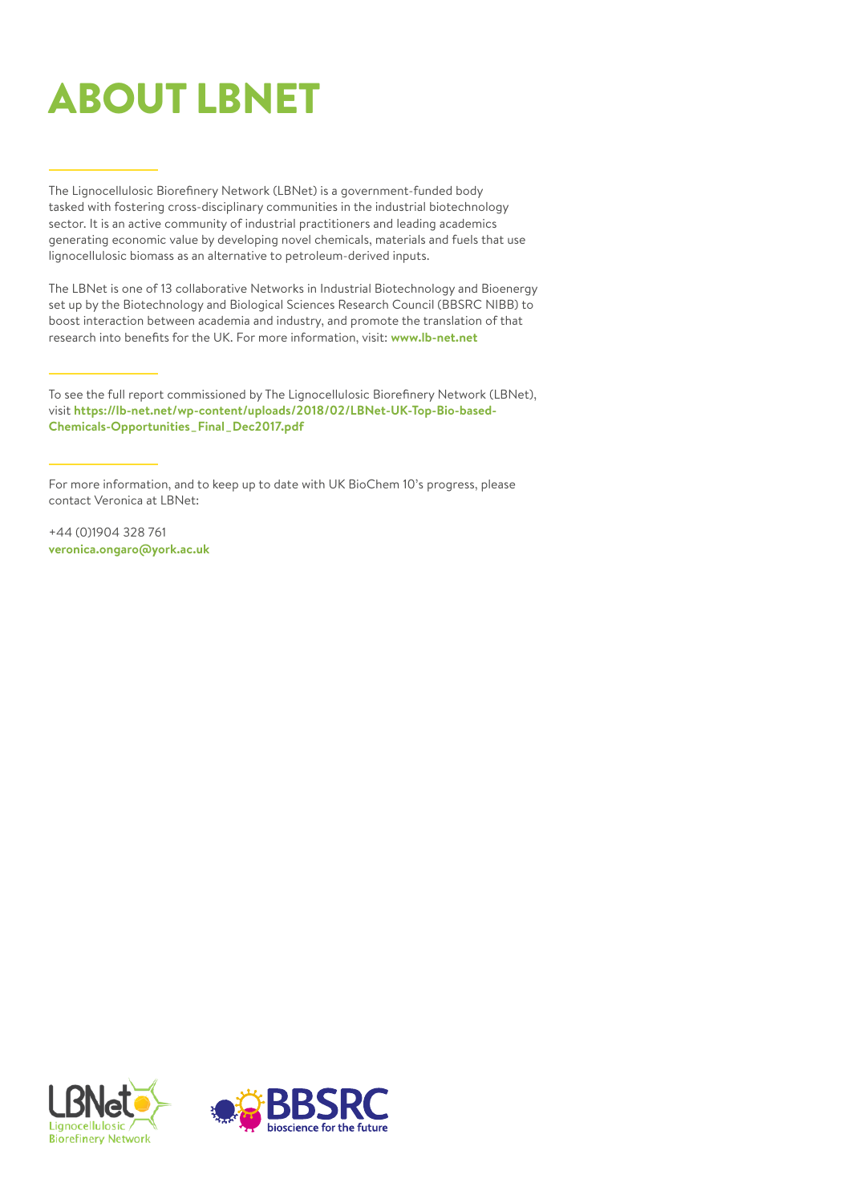# ABOUT LBNET

The Lignocellulosic Biorefinery Network (LBNet) is a government-funded body tasked with fostering cross-disciplinary communities in the industrial biotechnology sector. It is an active community of industrial practitioners and leading academics generating economic value by developing novel chemicals, materials and fuels that use lignocellulosic biomass as an alternative to petroleum-derived inputs.

The LBNet is one of 13 collaborative Networks in Industrial Biotechnology and Bioenergy set up by the Biotechnology and Biological Sciences Research Council (BBSRC NIBB) to boost interaction between academia and industry, and promote the translation of that research into benefits for the UK. For more information, visit: **www.lb-net.net**

To see the full report commissioned by The Lignocellulosic Biorefinery Network (LBNet), visit **https://lb-net.net/wp-content/uploads/2018/02/LBNet-UK-Top-Bio-based-Chemicals-Opportunities_Final_Dec2017.pdf**

For more information, and to keep up to date with UK BioChem 10's progress, please contact Veronica at LBNet:

+44 (0)1904 328 761
**veronica.ongaro@york.ac.uk**